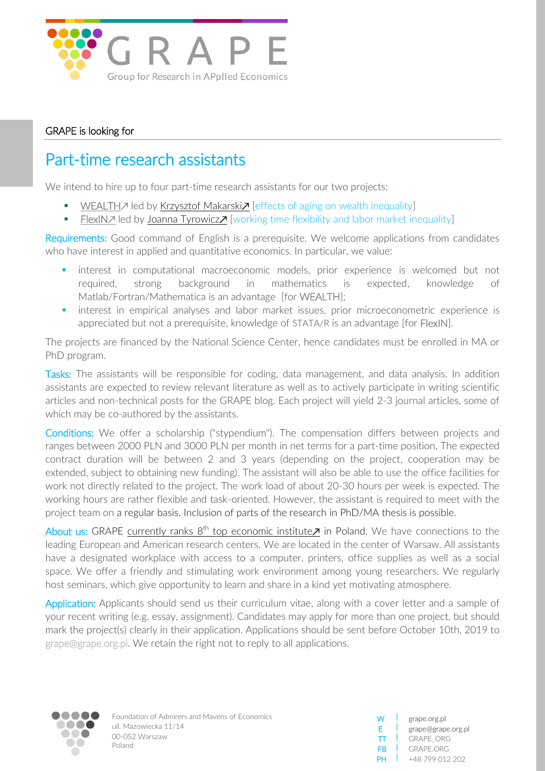GRAPE

Group for Research in APplied Economics

GRAPE is looking for

# Part-time research assistants

We intend to hire up to four part-time research assistants for our two projects:

- WEALTH↗ led by Krzysztof Makarski↗ [effects of aging on wealth inequality]
- FlexIN↗ led by Joanna Tyrowicz↗ [working time flexibility and labor market inequality]

Requirements: Good command of English is a prerequisite. We welcome applications from candidates who have interest in applied and quantitative economics. In particular, we value:

- interest in computational macroeconomic models, prior experience is welcomed but not required, strong background in mathematics is expected, knowledge of Matlab/Fortran/Mathematica is an advantage [for WEALTH];
- interest in empirical analyses and labor market issues, prior microeconometric experience is appreciated but not a prerequisite, knowledge of STATA/R is an advantage [for FlexIN].

The projects are financed by the National Science Center, hence candidates must be enrolled in MA or PhD program.

Tasks: The assistants will be responsible for coding, data management, and data analysis. In addition assistants are expected to review relevant literature as well as to actively participate in writing scientific articles and non-technical posts for the GRAPE blog. Each project will yield 2-3 journal articles, some of which may be co-authored by the assistants.

Conditions: We offer a scholarship ("stypendium"). The compensation differs between projects and ranges between 2000 PLN and 3000 PLN per month in net terms for a part-time position. The expected contract duration will be between 2 and 3 years (depending on the project, cooperation may be extended, subject to obtaining new funding). The assistant will also be able to use the office facilities for work not directly related to the project. The work load of about 20-30 hours per week is expected. The working hours are rather flexible and task-oriented. However, the assistant is required to meet with the project team on a regular basis. Inclusion of parts of the research in PhD/MA thesis is possible.

About us: GRAPE currently ranks 8th top economic institute↗ in Poland. We have connections to the leading European and American research centers. We are located in the center of Warsaw. All assistants have a designated workplace with access to a computer, printers, office supplies as well as a social space. We offer a friendly and stimulating work environment among young researchers. We regularly host seminars, which give opportunity to learn and share in a kind yet motivating atmosphere.

Application: Applicants should send us their curriculum vitae, along with a cover letter and a sample of your recent writing (e.g. essay, assignment). Candidates may apply for more than one project, but should mark the project(s) clearly in their application. Applications should be sent before October 10th, 2019 to grape@grape.org.pl. We retain the right not to reply to all applications.

Foundation of Admirers and Mavens of Economics
ul. Mazowiecka 11/14
00-052 Warszaw
Poland

W | grape.org.pl
E | grape@grape.org.pl
TT | GRAPE_ORG
FB | GRAPE.ORG
PH | +48 799 012 202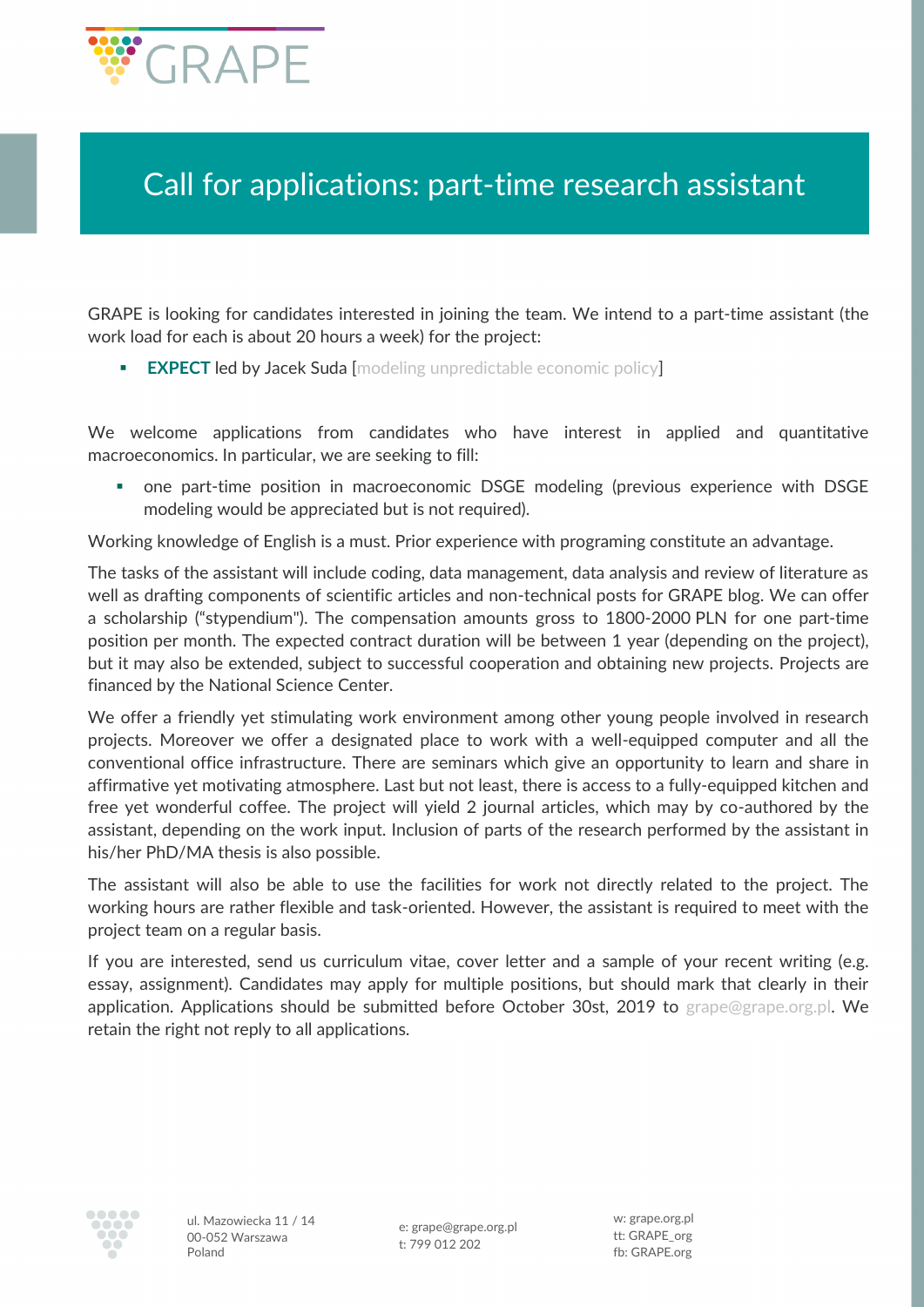GRAPE

# Call for applications: part-time research assistant

GRAPE is looking for candidates interested in joining the team. We intend to a part-time assistant (the work load for each is about 20 hours a week) for the project:

- **EXPECT** led by Jacek Suda [modeling unpredictable economic policy]

We welcome applications from candidates who have interest in applied and quantitative macroeconomics. In particular, we are seeking to fill:

- one part-time position in macroeconomic DSGE modeling (previous experience with DSGE modeling would be appreciated but is not required).

Working knowledge of English is a must. Prior experience with programing constitute an advantage.

The tasks of the assistant will include coding, data management, data analysis and review of literature as well as drafting components of scientific articles and non-technical posts for GRAPE blog. We can offer a scholarship ("stypendium"). The compensation amounts gross to 1800-2000 PLN for one part-time position per month. The expected contract duration will be between 1 year (depending on the project), but it may also be extended, subject to successful cooperation and obtaining new projects. Projects are financed by the National Science Center.

We offer a friendly yet stimulating work environment among other young people involved in research projects. Moreover we offer a designated place to work with a well-equipped computer and all the conventional office infrastructure. There are seminars which give an opportunity to learn and share in affirmative yet motivating atmosphere. Last but not least, there is access to a fully-equipped kitchen and free yet wonderful coffee. The project will yield 2 journal articles, which may by co-authored by the assistant, depending on the work input. Inclusion of parts of the research performed by the assistant in his/her PhD/MA thesis is also possible.

The assistant will also be able to use the facilities for work not directly related to the project. The working hours are rather flexible and task-oriented. However, the assistant is required to meet with the project team on a regular basis.

If you are interested, send us curriculum vitae, cover letter and a sample of your recent writing (e.g. essay, assignment). Candidates may apply for multiple positions, but should mark that clearly in their application. Applications should be submitted before October 30st, 2019 to grape@grape.org.pl. We retain the right not reply to all applications.